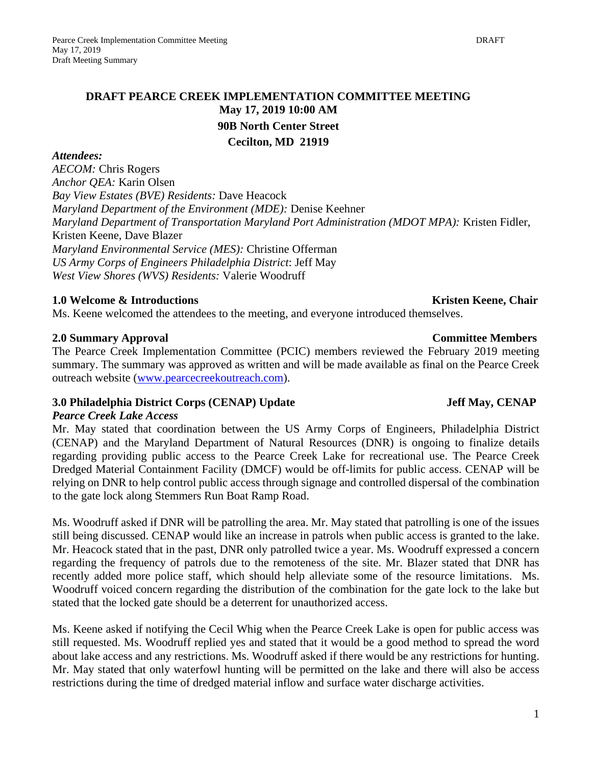# DRAFT PEARCE CREEK IMPLEMENTATION COMMITTEE MEETING

**May 17, 2019 10:00 AM**

**90B North Center Street**

**Cecilton, MD 21919**

***Attendees:***

*AECOM:* Chris Rogers
*Anchor QEA:* Karin Olsen
*Bay View Estates (BVE) Residents:* Dave Heacock
*Maryland Department of the Environment (MDE):* Denise Keehner
*Maryland Department of Transportation Maryland Port Administration (MDOT MPA):* Kristen Fidler, Kristen Keene, Dave Blazer
*Maryland Environmental Service (MES):* Christine Offerman
*US Army Corps of Engineers Philadelphia District*: Jeff May
*West View Shores (WVS) Residents:* Valerie Woodruff

## 1.0 Welcome & Introductions — Kristen Keene, Chair

Ms. Keene welcomed the attendees to the meeting, and everyone introduced themselves.

## 2.0 Summary Approval — Committee Members

The Pearce Creek Implementation Committee (PCIC) members reviewed the February 2019 meeting summary. The summary was approved as written and will be made available as final on the Pearce Creek outreach website (www.pearcecreekoutreach.com).

## 3.0 Philadelphia District Corps (CENAP) Update — Jeff May, CENAP

***Pearce Creek Lake Access***

Mr. May stated that coordination between the US Army Corps of Engineers, Philadelphia District (CENAP) and the Maryland Department of Natural Resources (DNR) is ongoing to finalize details regarding providing public access to the Pearce Creek Lake for recreational use. The Pearce Creek Dredged Material Containment Facility (DMCF) would be off-limits for public access. CENAP will be relying on DNR to help control public access through signage and controlled dispersal of the combination to the gate lock along Stemmers Run Boat Ramp Road.

Ms. Woodruff asked if DNR will be patrolling the area. Mr. May stated that patrolling is one of the issues still being discussed. CENAP would like an increase in patrols when public access is granted to the lake. Mr. Heacock stated that in the past, DNR only patrolled twice a year. Ms. Woodruff expressed a concern regarding the frequency of patrols due to the remoteness of the site. Mr. Blazer stated that DNR has recently added more police staff, which should help alleviate some of the resource limitations. Ms. Woodruff voiced concern regarding the distribution of the combination for the gate lock to the lake but stated that the locked gate should be a deterrent for unauthorized access.

Ms. Keene asked if notifying the Cecil Whig when the Pearce Creek Lake is open for public access was still requested. Ms. Woodruff replied yes and stated that it would be a good method to spread the word about lake access and any restrictions. Ms. Woodruff asked if there would be any restrictions for hunting. Mr. May stated that only waterfowl hunting will be permitted on the lake and there will also be access restrictions during the time of dredged material inflow and surface water discharge activities.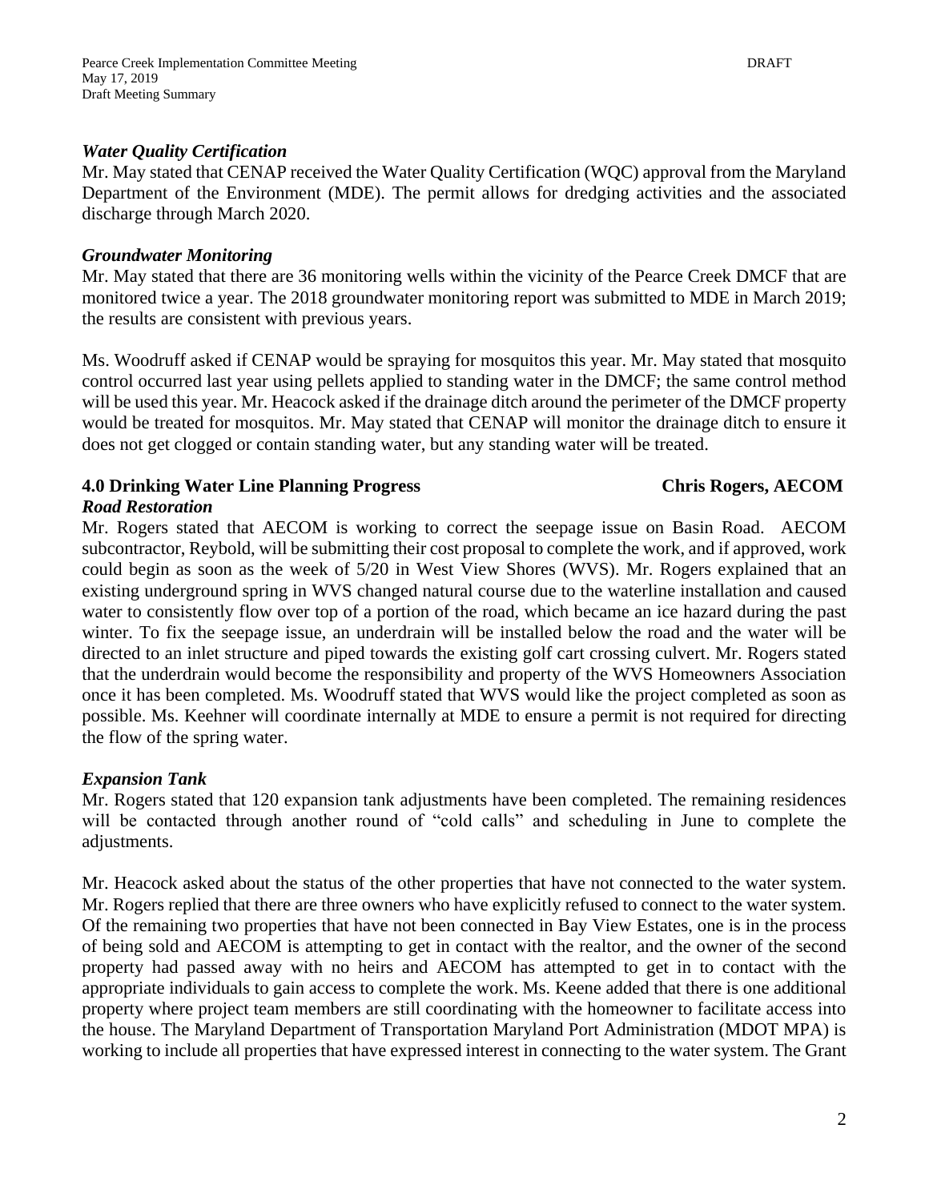### *Water Quality Certification*

Mr. May stated that CENAP received the Water Quality Certification (WQC) approval from the Maryland Department of the Environment (MDE). The permit allows for dredging activities and the associated discharge through March 2020.

### *Groundwater Monitoring*

Mr. May stated that there are 36 monitoring wells within the vicinity of the Pearce Creek DMCF that are monitored twice a year. The 2018 groundwater monitoring report was submitted to MDE in March 2019; the results are consistent with previous years.

Ms. Woodruff asked if CENAP would be spraying for mosquitos this year. Mr. May stated that mosquito control occurred last year using pellets applied to standing water in the DMCF; the same control method will be used this year. Mr. Heacock asked if the drainage ditch around the perimeter of the DMCF property would be treated for mosquitos. Mr. May stated that CENAP will monitor the drainage ditch to ensure it does not get clogged or contain standing water, but any standing water will be treated.

## 4.0 Drinking Water Line Planning Progress — Chris Rogers, AECOM

### *Road Restoration*

Mr. Rogers stated that AECOM is working to correct the seepage issue on Basin Road. AECOM subcontractor, Reybold, will be submitting their cost proposal to complete the work, and if approved, work could begin as soon as the week of 5/20 in West View Shores (WVS). Mr. Rogers explained that an existing underground spring in WVS changed natural course due to the waterline installation and caused water to consistently flow over top of a portion of the road, which became an ice hazard during the past winter. To fix the seepage issue, an underdrain will be installed below the road and the water will be directed to an inlet structure and piped towards the existing golf cart crossing culvert. Mr. Rogers stated that the underdrain would become the responsibility and property of the WVS Homeowners Association once it has been completed. Ms. Woodruff stated that WVS would like the project completed as soon as possible. Ms. Keehner will coordinate internally at MDE to ensure a permit is not required for directing the flow of the spring water.

### *Expansion Tank*

Mr. Rogers stated that 120 expansion tank adjustments have been completed. The remaining residences will be contacted through another round of "cold calls" and scheduling in June to complete the adjustments.

Mr. Heacock asked about the status of the other properties that have not connected to the water system. Mr. Rogers replied that there are three owners who have explicitly refused to connect to the water system. Of the remaining two properties that have not been connected in Bay View Estates, one is in the process of being sold and AECOM is attempting to get in contact with the realtor, and the owner of the second property had passed away with no heirs and AECOM has attempted to get in to contact with the appropriate individuals to gain access to complete the work. Ms. Keene added that there is one additional property where project team members are still coordinating with the homeowner to facilitate access into the house. The Maryland Department of Transportation Maryland Port Administration (MDOT MPA) is working to include all properties that have expressed interest in connecting to the water system. The Grant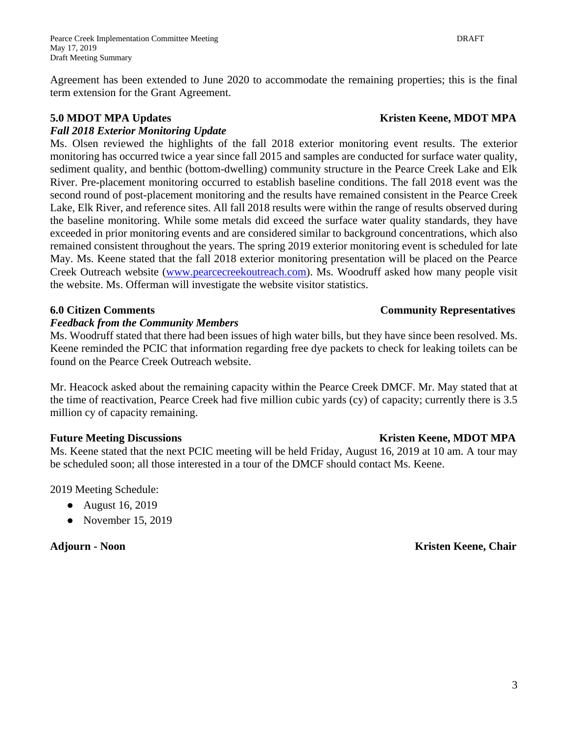Agreement has been extended to June 2020 to accommodate the remaining properties; this is the final term extension for the Grant Agreement.

**5.0 MDOT MPA Updates** **Kristen Keene, MDOT MPA**

***Fall 2018 Exterior Monitoring Update***

Ms. Olsen reviewed the highlights of the fall 2018 exterior monitoring event results. The exterior monitoring has occurred twice a year since fall 2015 and samples are conducted for surface water quality, sediment quality, and benthic (bottom-dwelling) community structure in the Pearce Creek Lake and Elk River. Pre-placement monitoring occurred to establish baseline conditions. The fall 2018 event was the second round of post-placement monitoring and the results have remained consistent in the Pearce Creek Lake, Elk River, and reference sites. All fall 2018 results were within the range of results observed during the baseline monitoring. While some metals did exceed the surface water quality standards, they have exceeded in prior monitoring events and are considered similar to background concentrations, which also remained consistent throughout the years. The spring 2019 exterior monitoring event is scheduled for late May. Ms. Keene stated that the fall 2018 exterior monitoring presentation will be placed on the Pearce Creek Outreach website ([www.pearcecreekoutreach.com](www.pearcecreekoutreach.com)). Ms. Woodruff asked how many people visit the website. Ms. Offerman will investigate the website visitor statistics.

**6.0 Citizen Comments** **Community Representatives**

***Feedback from the Community Members***

Ms. Woodruff stated that there had been issues of high water bills, but they have since been resolved. Ms. Keene reminded the PCIC that information regarding free dye packets to check for leaking toilets can be found on the Pearce Creek Outreach website.

Mr. Heacock asked about the remaining capacity within the Pearce Creek DMCF. Mr. May stated that at the time of reactivation, Pearce Creek had five million cubic yards (cy) of capacity; currently there is 3.5 million cy of capacity remaining.

**Future Meeting Discussions** **Kristen Keene, MDOT MPA**

Ms. Keene stated that the next PCIC meeting will be held Friday, August 16, 2019 at 10 am. A tour may be scheduled soon; all those interested in a tour of the DMCF should contact Ms. Keene.

2019 Meeting Schedule:

- August 16, 2019
- November 15, 2019

**Adjourn - Noon** **Kristen Keene, Chair**